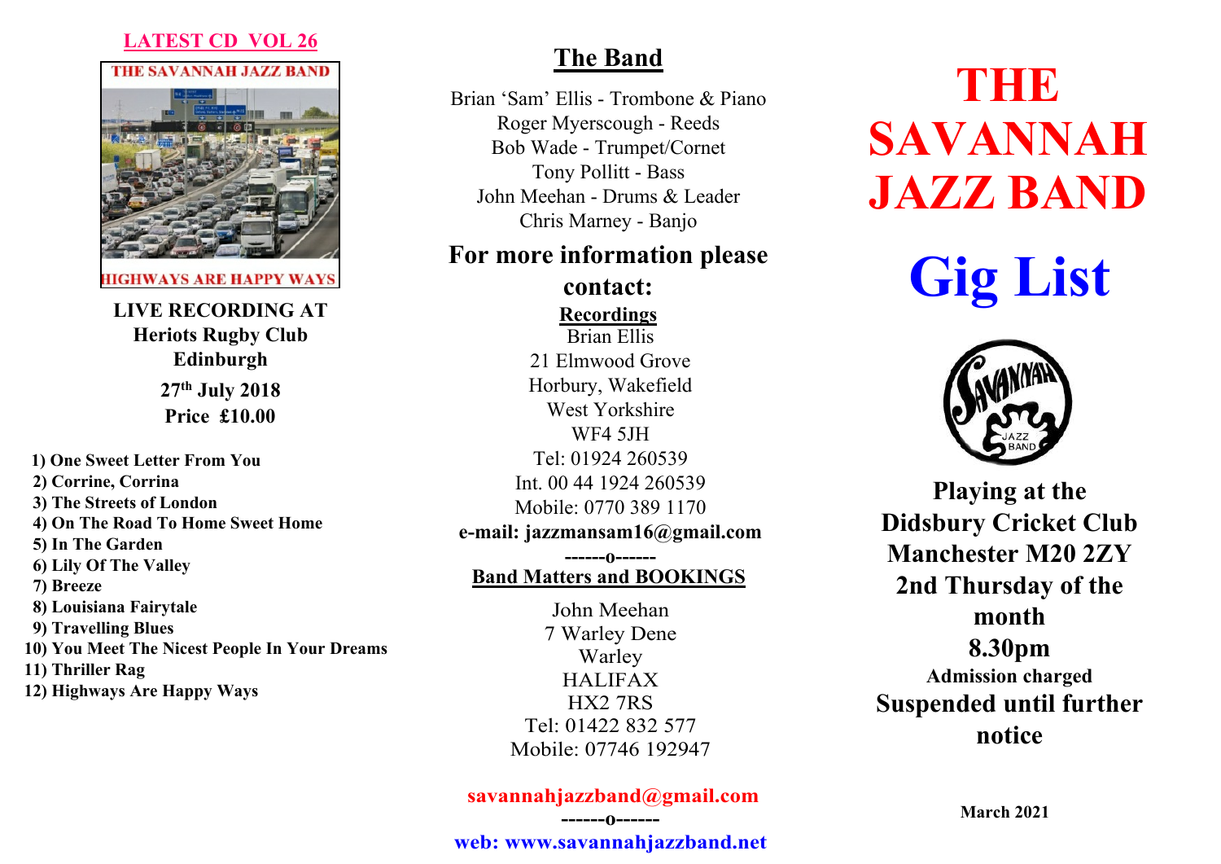**LATEST CD VOL 26**

THE SAVANNAH JAZZ BAND

HIGHWAYS ARE HAPPY WAYS

**LIVE RECORDING AT**
**Heriots Rugby Club**
**Edinburgh**
**27th July 2018**
**Price £10.00**

1) One Sweet Letter From You
2) Corrine, Corrina
3) The Streets of London
4) On The Road To Home Sweet Home
5) In The Garden
6) Lily Of The Valley
7) Breeze
8) Louisiana Fairytale
9) Travelling Blues
10) You Meet The Nicest People In Your Dreams
11) Thriller Rag
12) Highways Are Happy Ways

## The Band

Brian 'Sam' Ellis - Trombone & Piano
Roger Myerscough - Reeds
Bob Wade - Trumpet/Cornet
Tony Pollitt - Bass
John Meehan - Drums & Leader
Chris Marney - Banjo

## For more information please contact:

**Recordings**

Brian Ellis
21 Elmwood Grove
Horbury, Wakefield
West Yorkshire
WF4 5JH
Tel: 01924 260539
Int. 00 44 1924 260539
Mobile: 0770 389 1170
**e-mail: jazzmansam16@gmail.com**

------o------

**Band Matters and BOOKINGS**

John Meehan
7 Warley Dene
Warley
HALIFAX
HX2 7RS
Tel: 01422 832 577
Mobile: 07746 192947

**savannahjazzband@gmail.com**

------o------

**web: www.savannahjazzband.net**

# THE SAVANNAH JAZZ BAND

# Gig List

SAVANNAH JAZZ BAND

**Playing at the Didsbury Cricket Club Manchester M20 2ZY 2nd Thursday of the month 8.30pm**
**Admission charged**
**Suspended until further notice**

**March 2021**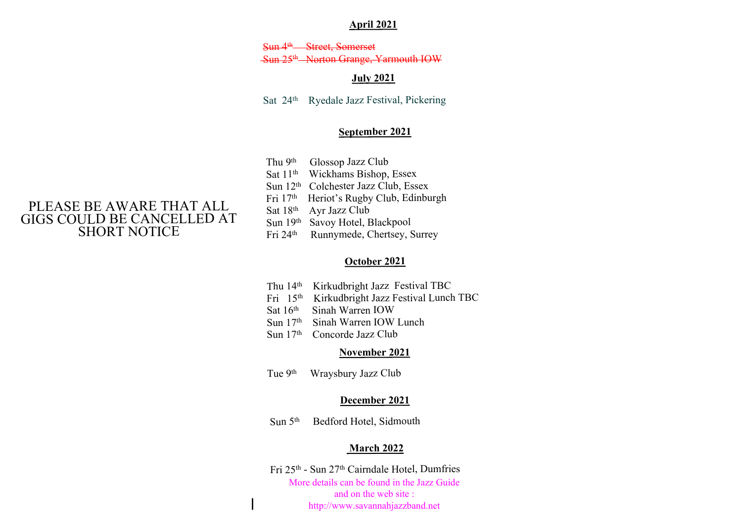PLEASE BE AWARE THAT ALL GIGS COULD BE CANCELLED AT SHORT NOTICE

**April 2021**

~~Sun 4th Street, Somerset~~
~~Sun 25th Norton Grange, Yarmouth IOW~~

**July 2021**

Sat 24th Ryedale Jazz Festival, Pickering

**September 2021**

Thu 9th Glossop Jazz Club
Sat 11th Wickhams Bishop, Essex
Sun 12th Colchester Jazz Club, Essex
Fri 17th Heriot's Rugby Club, Edinburgh
Sat 18th Ayr Jazz Club
Sun 19th Savoy Hotel, Blackpool
Fri 24th Runnymede, Chertsey, Surrey

**October 2021**

Thu 14th Kirkudbright Jazz Festival TBC
Fri 15th Kirkudbright Jazz Festival Lunch TBC
Sat 16th Sinah Warren IOW
Sun 17th Sinah Warren IOW Lunch
Sun 17th Concorde Jazz Club

**November 2021**

Tue 9th Wraysbury Jazz Club

**December 2021**

Sun 5th Bedford Hotel, Sidmouth

**March 2022**

Fri 25th - Sun 27th Cairndale Hotel, Dumfries

More details can be found in the Jazz Guide
and on the web site :
http://www.savannahjazzband.net